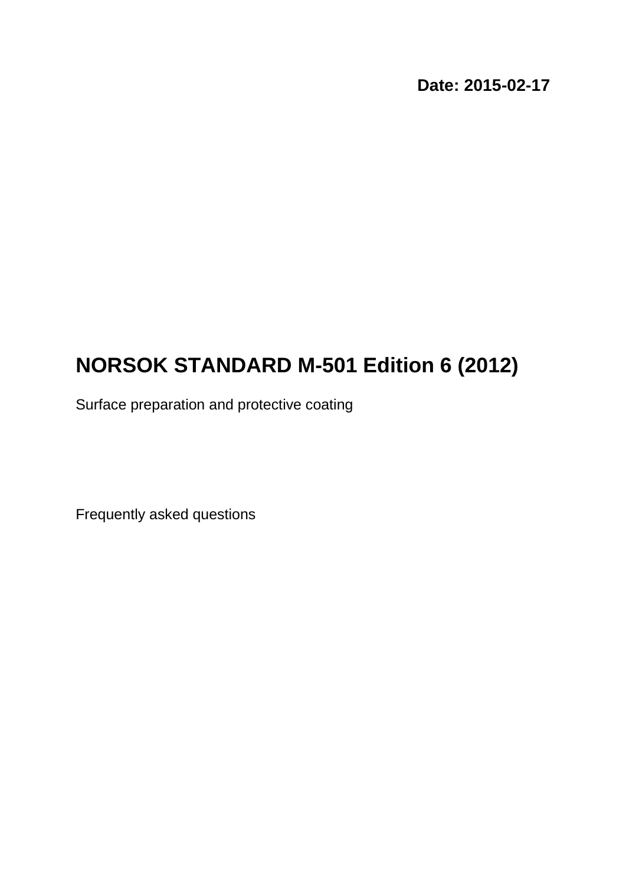**Date: 2015-02-17**

# NORSOK STANDARD M-501 Edition 6 (2012)

Surface preparation and protective coating

Frequently asked questions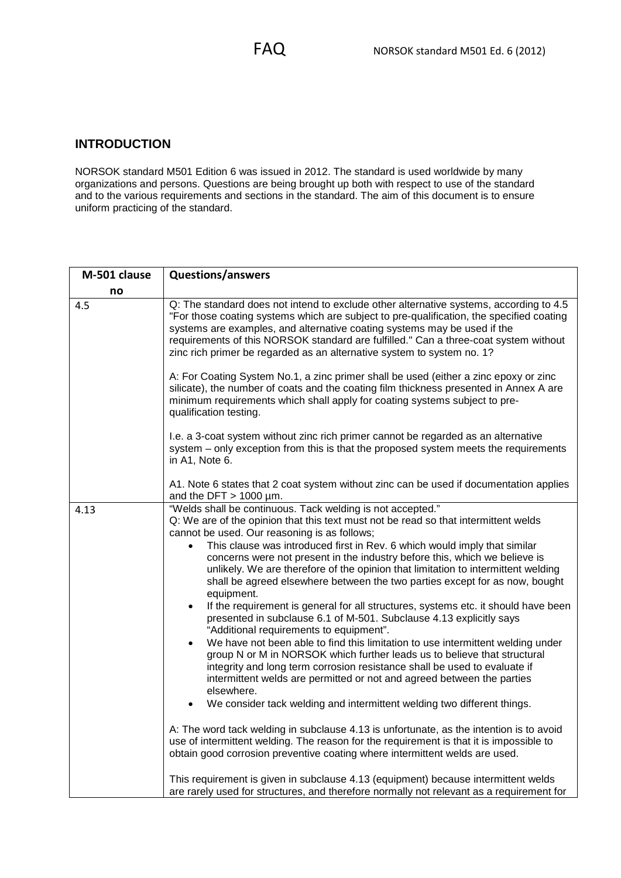## INTRODUCTION

NORSOK standard M501 Edition 6 was issued in 2012. The standard is used worldwide by many organizations and persons. Questions are being brought up both with respect to use of the standard and to the various requirements and sections in the standard. The aim of this document is to ensure uniform practicing of the standard.

| M-501 clause no | Questions/answers |
|---|---|
| 4.5 | Q: The standard does not intend to exclude other alternative systems, according to 4.5 "For those coating systems which are subject to pre-qualification, the specified coating systems are examples, and alternative coating systems may be used if the requirements of this NORSOK standard are fulfilled." Can a three-coat system without zinc rich primer be regarded as an alternative system to system no. 1?<br><br>A: For Coating System No.1, a zinc primer shall be used (either a zinc epoxy or zinc silicate), the number of coats and the coating film thickness presented in Annex A are minimum requirements which shall apply for coating systems subject to pre-qualification testing.<br><br>I.e. a 3-coat system without zinc rich primer cannot be regarded as an alternative system – only exception from this is that the proposed system meets the requirements in A1, Note 6.<br><br>A1. Note 6 states that 2 coat system without zinc can be used if documentation applies and the DFT > 1000 µm. |
| 4.13 | "Welds shall be continuous. Tack welding is not accepted."<br>Q: We are of the opinion that this text must not be read so that intermittent welds cannot be used. Our reasoning is as follows;<br>• This clause was introduced first in Rev. 6 which would imply that similar concerns were not present in the industry before this, which we believe is unlikely. We are therefore of the opinion that limitation to intermittent welding shall be agreed elsewhere between the two parties except for as now, bought equipment.<br>• If the requirement is general for all structures, systems etc. it should have been presented in subclause 6.1 of M-501. Subclause 4.13 explicitly says "Additional requirements to equipment".<br>• We have not been able to find this limitation to use intermittent welding under group N or M in NORSOK which further leads us to believe that structural integrity and long term corrosion resistance shall be used to evaluate if intermittent welds are permitted or not and agreed between the parties elsewhere.<br>• We consider tack welding and intermittent welding two different things.<br><br>A: The word tack welding in subclause 4.13 is unfortunate, as the intention is to avoid use of intermittent welding. The reason for the requirement is that it is impossible to obtain good corrosion preventive coating where intermittent welds are used.<br><br>This requirement is given in subclause 4.13 (equipment) because intermittent welds are rarely used for structures, and therefore normally not relevant as a requirement for |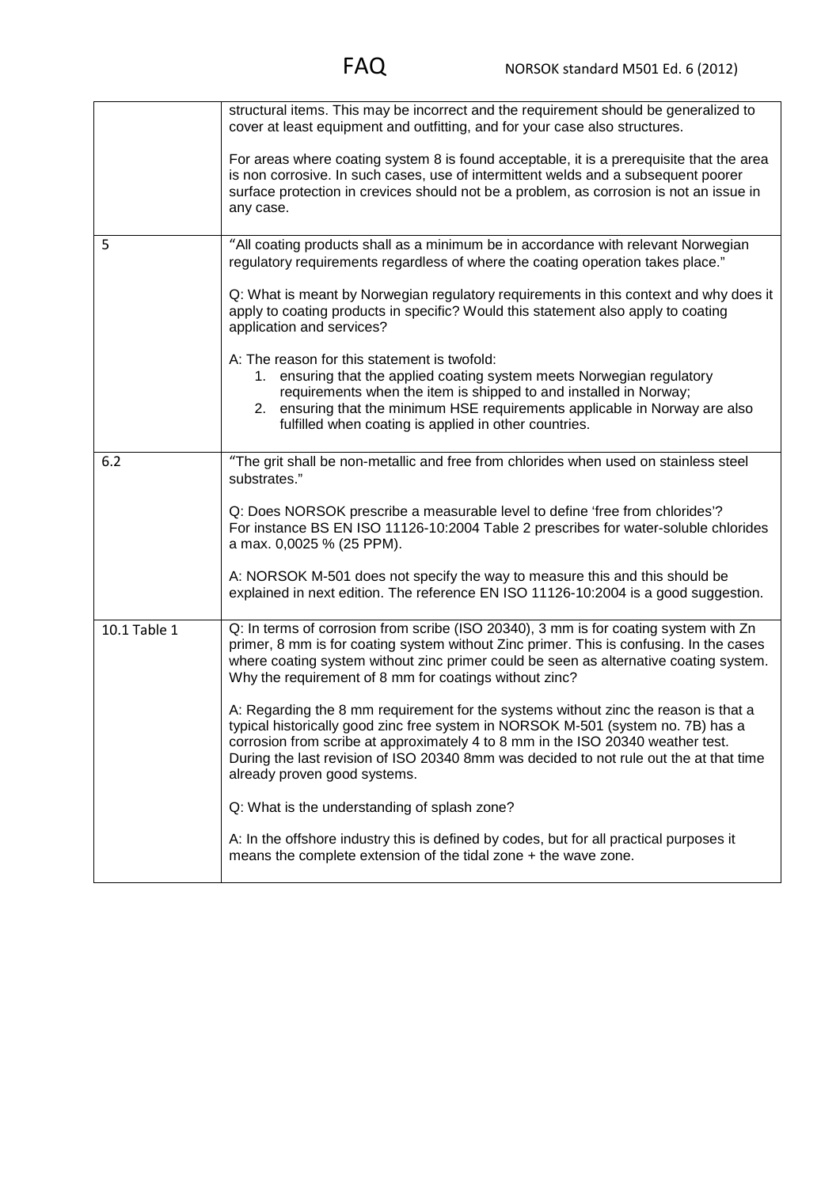| | |
|---|---|
| | structural items. This may be incorrect and the requirement should be generalized to cover at least equipment and outfitting, and for your case also structures.<br><br>For areas where coating system 8 is found acceptable, it is a prerequisite that the area is non corrosive. In such cases, use of intermittent welds and a subsequent poorer surface protection in crevices should not be a problem, as corrosion is not an issue in any case. |
| 5 | "All coating products shall as a minimum be in accordance with relevant Norwegian regulatory requirements regardless of where the coating operation takes place."<br><br>Q: What is meant by Norwegian regulatory requirements in this context and why does it apply to coating products in specific? Would this statement also apply to coating application and services?<br><br>A: The reason for this statement is twofold:<br>1. ensuring that the applied coating system meets Norwegian regulatory requirements when the item is shipped to and installed in Norway;<br>2. ensuring that the minimum HSE requirements applicable in Norway are also fulfilled when coating is applied in other countries. |
| 6.2 | "The grit shall be non-metallic and free from chlorides when used on stainless steel substrates."<br><br>Q: Does NORSOK prescribe a measurable level to define 'free from chlorides'? For instance BS EN ISO 11126-10:2004 Table 2 prescribes for water-soluble chlorides a max. 0,0025 % (25 PPM).<br><br>A: NORSOK M-501 does not specify the way to measure this and this should be explained in next edition. The reference EN ISO 11126-10:2004 is a good suggestion. |
| 10.1 Table 1 | Q: In terms of corrosion from scribe (ISO 20340), 3 mm is for coating system with Zn primer, 8 mm is for coating system without Zinc primer. This is confusing. In the cases where coating system without zinc primer could be seen as alternative coating system. Why the requirement of 8 mm for coatings without zinc?<br><br>A: Regarding the 8 mm requirement for the systems without zinc the reason is that a typical historically good zinc free system in NORSOK M-501 (system no. 7B) has a corrosion from scribe at approximately 4 to 8 mm in the ISO 20340 weather test. During the last revision of ISO 20340 8mm was decided to not rule out the at that time already proven good systems.<br><br>Q: What is the understanding of splash zone?<br><br>A: In the offshore industry this is defined by codes, but for all practical purposes it means the complete extension of the tidal zone + the wave zone. |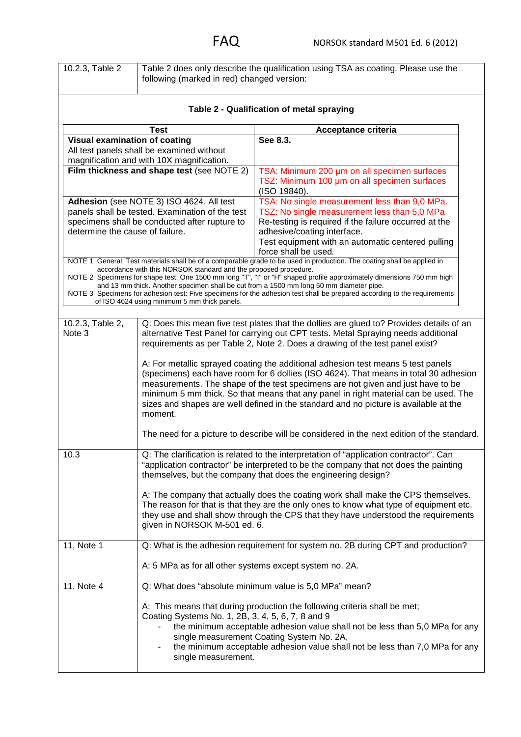| Clause | Question / Answer |
|---|---|
| 10.2.3, Table 2 | Table 2 does only describe the qualification using TSA as coating. Please use the following (marked in red) changed version: |

**Table 2 - Qualification of metal spraying**

| Test | Acceptance criteria |
|---|---|
| **Visual examination of coating**<br>All test panels shall be examined without magnification and with 10X magnification. | **See 8.3.** |
| **Film thickness and shape test** (see NOTE 2) | TSA: Minimum 200 µm on all specimen surfaces<br>TSZ: Minimum 100 µm on all specimen surfaces<br>(ISO 19840). |
| **Adhesion** (see NOTE 3) ISO 4624. All test panels shall be tested. Examination of the test specimens shall be conducted after rupture to determine the cause of failure. | TSA: No single measurement less than 9,0 MPa.<br>TSZ: No single measurement less than 5,0 MPa<br>Re-testing is required if the failure occurred at the adhesive/coating interface.<br>Test equipment with an automatic centered pulling force shall be used. |

NOTE 1 General: Test materials shall be of a comparable grade to be used in production. The coating shall be applied in accordance with this NORSOK standard and the proposed procedure.
NOTE 2 Specimens for shape test: One 1500 mm long "T", "I" or "H" shaped profile approximately dimensions 750 mm high and 13 mm thick. Another specimen shall be cut from a 1500 mm long 50 mm diameter pipe.
NOTE 3 Specimens for adhesion test: Five specimens for the adhesion test shall be prepared according to the requirements of ISO 4624 using minimum 5 mm thick panels.

| Clause | Question / Answer |
|---|---|
| 10.2.3, Table 2, Note 3 | Q: Does this mean five test plates that the dollies are glued to? Provides details of an alternative Test Panel for carrying out CPT tests. Metal Spraying needs additional requirements as per Table 2, Note 2. Does a drawing of the test panel exist?<br><br>A: For metallic sprayed coating the additional adhesion test means 5 test panels (specimens) each have room for 6 dollies (ISO 4624). That means in total 30 adhesion measurements. The shape of the test specimens are not given and just have to be minimum 5 mm thick. So that means that any panel in right material can be used. The sizes and shapes are well defined in the standard and no picture is available at the moment.<br><br>The need for a picture to describe will be considered in the next edition of the standard. |
| 10.3 | Q: The clarification is related to the interpretation of "application contractor". Can "application contractor" be interpreted to be the company that not does the painting themselves, but the company that does the engineering design?<br><br>A: The company that actually does the coating work shall make the CPS themselves. The reason for that is that they are the only ones to know what type of equipment etc. they use and shall show through the CPS that they have understood the requirements given in NORSOK M-501 ed. 6. |
| 11, Note 1 | Q: What is the adhesion requirement for system no. 2B during CPT and production?<br><br>A: 5 MPa as for all other systems except system no. 2A. |
| 11, Note 4 | Q: What does "absolute minimum value is 5,0 MPa" mean?<br><br>A: This means that during production the following criteria shall be met;<br>Coating Systems No. 1, 2B, 3, 4, 5, 6, 7, 8 and 9<br>- the minimum acceptable adhesion value shall not be less than 5,0 MPa for any single measurement Coating System No. 2A,<br>- the minimum acceptable adhesion value shall not be less than 7,0 MPa for any single measurement. |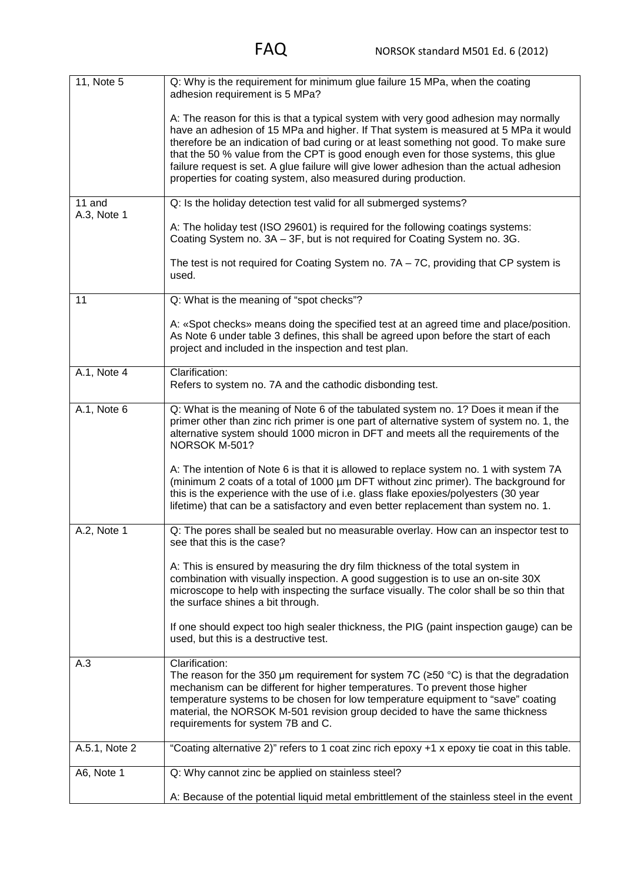| | |
|---|---|
| 11, Note 5 | Q: Why is the requirement for minimum glue failure 15 MPa, when the coating adhesion requirement is 5 MPa?<br><br>A: The reason for this is that a typical system with very good adhesion may normally have an adhesion of 15 MPa and higher. If That system is measured at 5 MPa it would therefore be an indication of bad curing or at least something not good. To make sure that the 50 % value from the CPT is good enough even for those systems, this glue failure request is set. A glue failure will give lower adhesion than the actual adhesion properties for coating system, also measured during production. |
| 11 and A.3, Note 1 | Q: Is the holiday detection test valid for all submerged systems?<br><br>A: The holiday test (ISO 29601) is required for the following coatings systems: Coating System no. 3A – 3F, but is not required for Coating System no. 3G.<br><br>The test is not required for Coating System no. 7A – 7C, providing that CP system is used. |
| 11 | Q: What is the meaning of "spot checks"?<br><br>A: «Spot checks» means doing the specified test at an agreed time and place/position. As Note 6 under table 3 defines, this shall be agreed upon before the start of each project and included in the inspection and test plan. |
| A.1, Note 4 | Clarification:<br>Refers to system no. 7A and the cathodic disbonding test. |
| A.1, Note 6 | Q: What is the meaning of Note 6 of the tabulated system no. 1? Does it mean if the primer other than zinc rich primer is one part of alternative system of system no. 1, the alternative system should 1000 micron in DFT and meets all the requirements of the NORSOK M-501?<br><br>A: The intention of Note 6 is that it is allowed to replace system no. 1 with system 7A (minimum 2 coats of a total of 1000 µm DFT without zinc primer). The background for this is the experience with the use of i.e. glass flake epoxies/polyesters (30 year lifetime) that can be a satisfactory and even better replacement than system no. 1. |
| A.2, Note 1 | Q: The pores shall be sealed but no measurable overlay. How can an inspector test to see that this is the case?<br><br>A: This is ensured by measuring the dry film thickness of the total system in combination with visually inspection. A good suggestion is to use an on-site 30X microscope to help with inspecting the surface visually. The color shall be so thin that the surface shines a bit through.<br><br>If one should expect too high sealer thickness, the PIG (paint inspection gauge) can be used, but this is a destructive test. |
| A.3 | Clarification:<br>The reason for the 350 µm requirement for system 7C (≥50 °C) is that the degradation mechanism can be different for higher temperatures. To prevent those higher temperature systems to be chosen for low temperature equipment to "save" coating material, the NORSOK M-501 revision group decided to have the same thickness requirements for system 7B and C. |
| A.5.1, Note 2 | "Coating alternative 2)" refers to 1 coat zinc rich epoxy +1 x epoxy tie coat in this table. |
| A6, Note 1 | Q: Why cannot zinc be applied on stainless steel?<br><br>A: Because of the potential liquid metal embrittlement of the stainless steel in the event |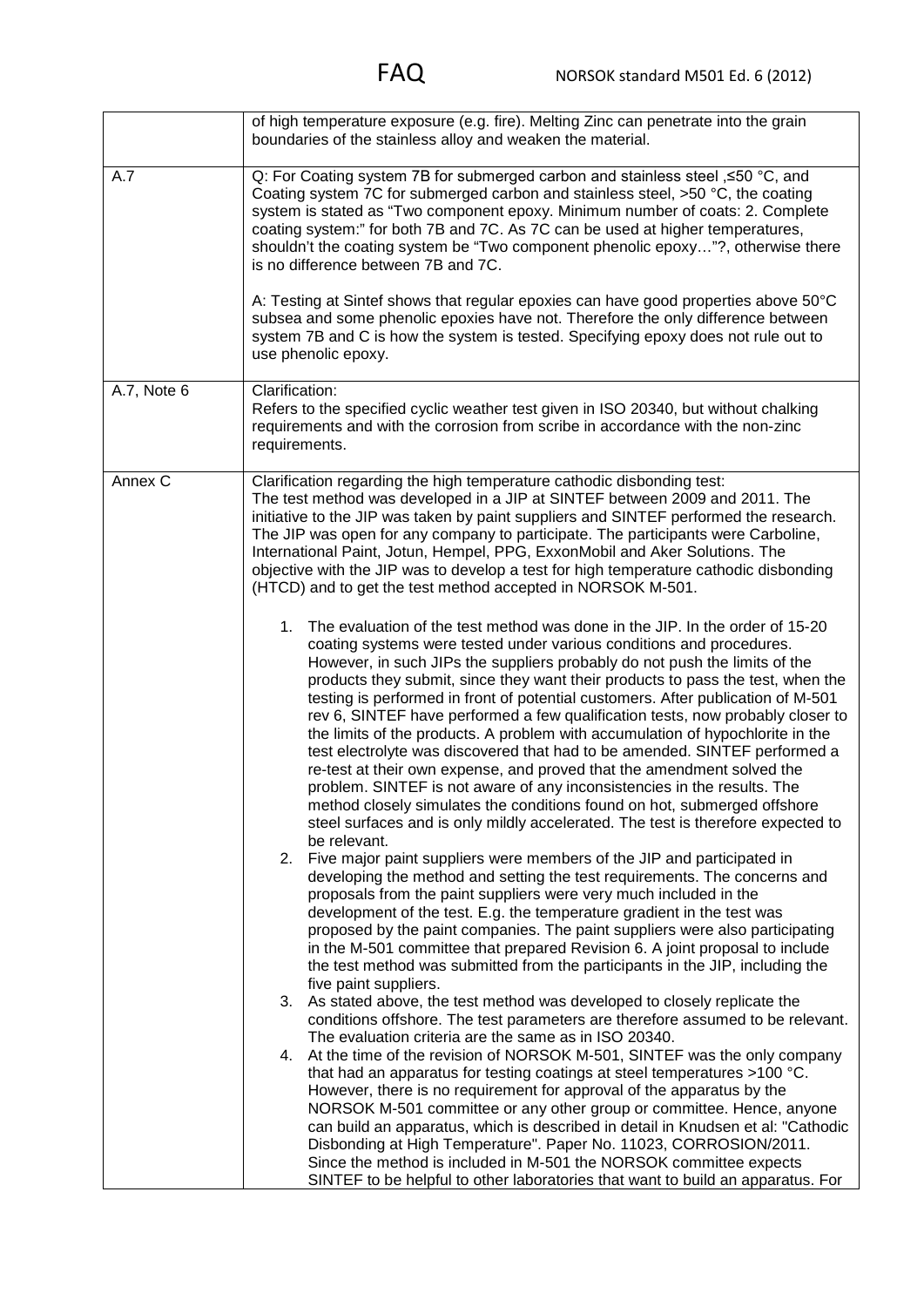| | |
|---|---|
| | of high temperature exposure (e.g. fire). Melting Zinc can penetrate into the grain boundaries of the stainless alloy and weaken the material. |
| A.7 | Q: For Coating system 7B for submerged carbon and stainless steel ,≤50 °C, and Coating system 7C for submerged carbon and stainless steel, >50 °C, the coating system is stated as "Two component epoxy. Minimum number of coats: 2. Complete coating system:" for both 7B and 7C. As 7C can be used at higher temperatures, shouldn't the coating system be "Two component phenolic epoxy…"?, otherwise there is no difference between 7B and 7C.<br><br>A: Testing at Sintef shows that regular epoxies can have good properties above 50°C subsea and some phenolic epoxies have not. Therefore the only difference between system 7B and C is how the system is tested. Specifying epoxy does not rule out to use phenolic epoxy. |
| A.7, Note 6 | Clarification:<br>Refers to the specified cyclic weather test given in ISO 20340, but without chalking requirements and with the corrosion from scribe in accordance with the non-zinc requirements. |
| Annex C | Clarification regarding the high temperature cathodic disbonding test:<br>The test method was developed in a JIP at SINTEF between 2009 and 2011. The initiative to the JIP was taken by paint suppliers and SINTEF performed the research. The JIP was open for any company to participate. The participants were Carboline, International Paint, Jotun, Hempel, PPG, ExxonMobil and Aker Solutions. The objective with the JIP was to develop a test for high temperature cathodic disbonding (HTCD) and to get the test method accepted in NORSOK M-501.<br><br>1. The evaluation of the test method was done in the JIP. In the order of 15-20 coating systems were tested under various conditions and procedures. However, in such JIPs the suppliers probably do not push the limits of the products they submit, since they want their products to pass the test, when the testing is performed in front of potential customers. After publication of M-501 rev 6, SINTEF have performed a few qualification tests, now probably closer to the limits of the products. A problem with accumulation of hypochlorite in the test electrolyte was discovered that had to be amended. SINTEF performed a re-test at their own expense, and proved that the amendment solved the problem. SINTEF is not aware of any inconsistencies in the results. The method closely simulates the conditions found on hot, submerged offshore steel surfaces and is only mildly accelerated. The test is therefore expected to be relevant.<br>2. Five major paint suppliers were members of the JIP and participated in developing the method and setting the test requirements. The concerns and proposals from the paint suppliers were very much included in the development of the test. E.g. the temperature gradient in the test was proposed by the paint companies. The paint suppliers were also participating in the M-501 committee that prepared Revision 6. A joint proposal to include the test method was submitted from the participants in the JIP, including the five paint suppliers.<br>3. As stated above, the test method was developed to closely replicate the conditions offshore. The test parameters are therefore assumed to be relevant. The evaluation criteria are the same as in ISO 20340.<br>4. At the time of the revision of NORSOK M-501, SINTEF was the only company that had an apparatus for testing coatings at steel temperatures >100 °C. However, there is no requirement for approval of the apparatus by the NORSOK M-501 committee or any other group or committee. Hence, anyone can build an apparatus, which is described in detail in Knudsen et al: "Cathodic Disbonding at High Temperature". Paper No. 11023, CORROSION/2011. Since the method is included in M-501 the NORSOK committee expects SINTEF to be helpful to other laboratories that want to build an apparatus. For |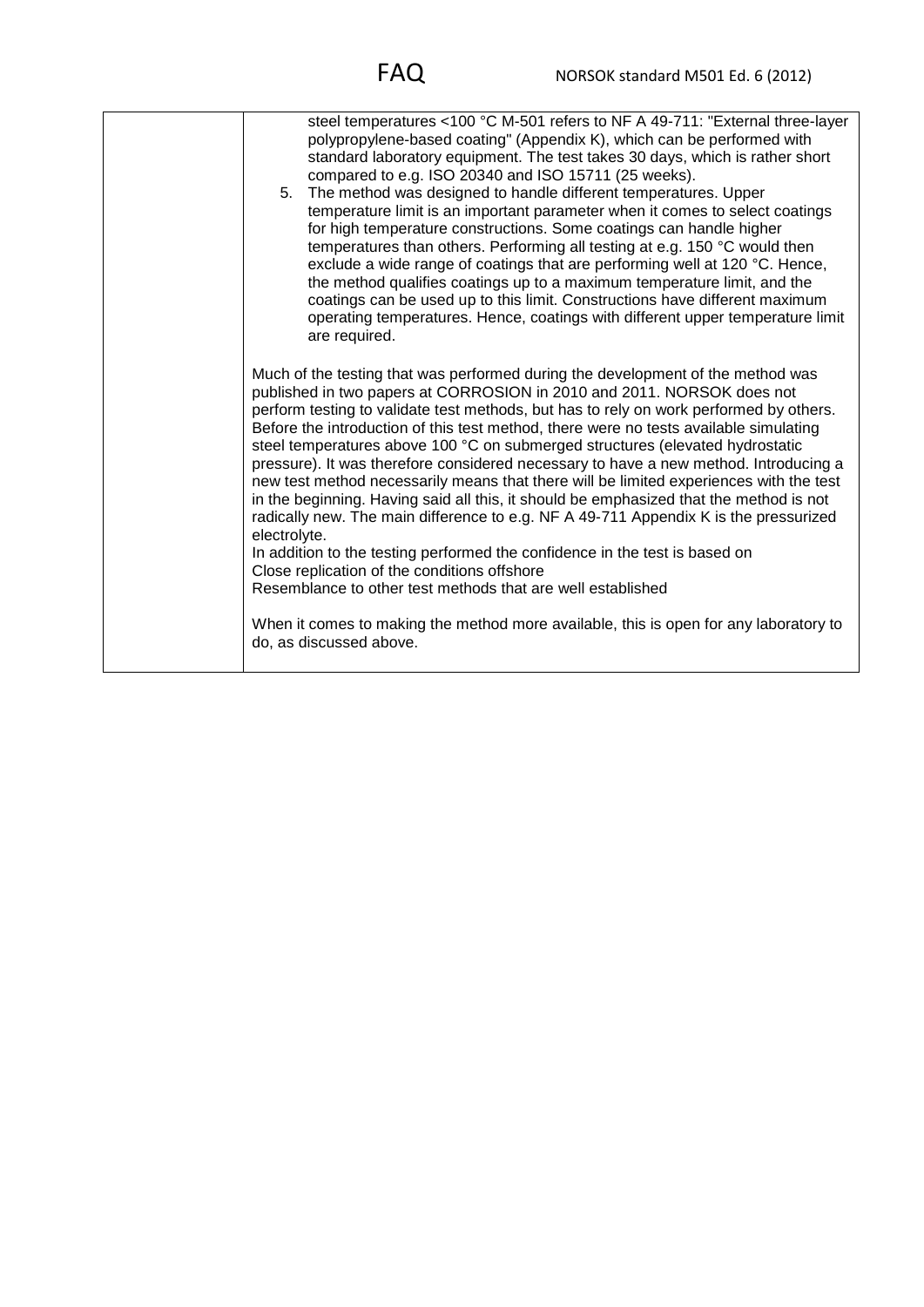| | |
|---|---|
| | steel temperatures <100 °C M-501 refers to NF A 49-711: "External three-layer polypropylene-based coating" (Appendix K), which can be performed with standard laboratory equipment. The test takes 30 days, which is rather short compared to e.g. ISO 20340 and ISO 15711 (25 weeks).<br>5. The method was designed to handle different temperatures. Upper temperature limit is an important parameter when it comes to select coatings for high temperature constructions. Some coatings can handle higher temperatures than others. Performing all testing at e.g. 150 °C would then exclude a wide range of coatings that are performing well at 120 °C. Hence, the method qualifies coatings up to a maximum temperature limit, and the coatings can be used up to this limit. Constructions have different maximum operating temperatures. Hence, coatings with different upper temperature limit are required.<br><br>Much of the testing that was performed during the development of the method was published in two papers at CORROSION in 2010 and 2011. NORSOK does not perform testing to validate test methods, but has to rely on work performed by others. Before the introduction of this test method, there were no tests available simulating steel temperatures above 100 °C on submerged structures (elevated hydrostatic pressure). It was therefore considered necessary to have a new method. Introducing a new test method necessarily means that there will be limited experiences with the test in the beginning. Having said all this, it should be emphasized that the method is not radically new. The main difference to e.g. NF A 49-711 Appendix K is the pressurized electrolyte.<br>In addition to the testing performed the confidence in the test is based on<br>Close replication of the conditions offshore<br>Resemblance to other test methods that are well established<br><br>When it comes to making the method more available, this is open for any laboratory to do, as discussed above. |